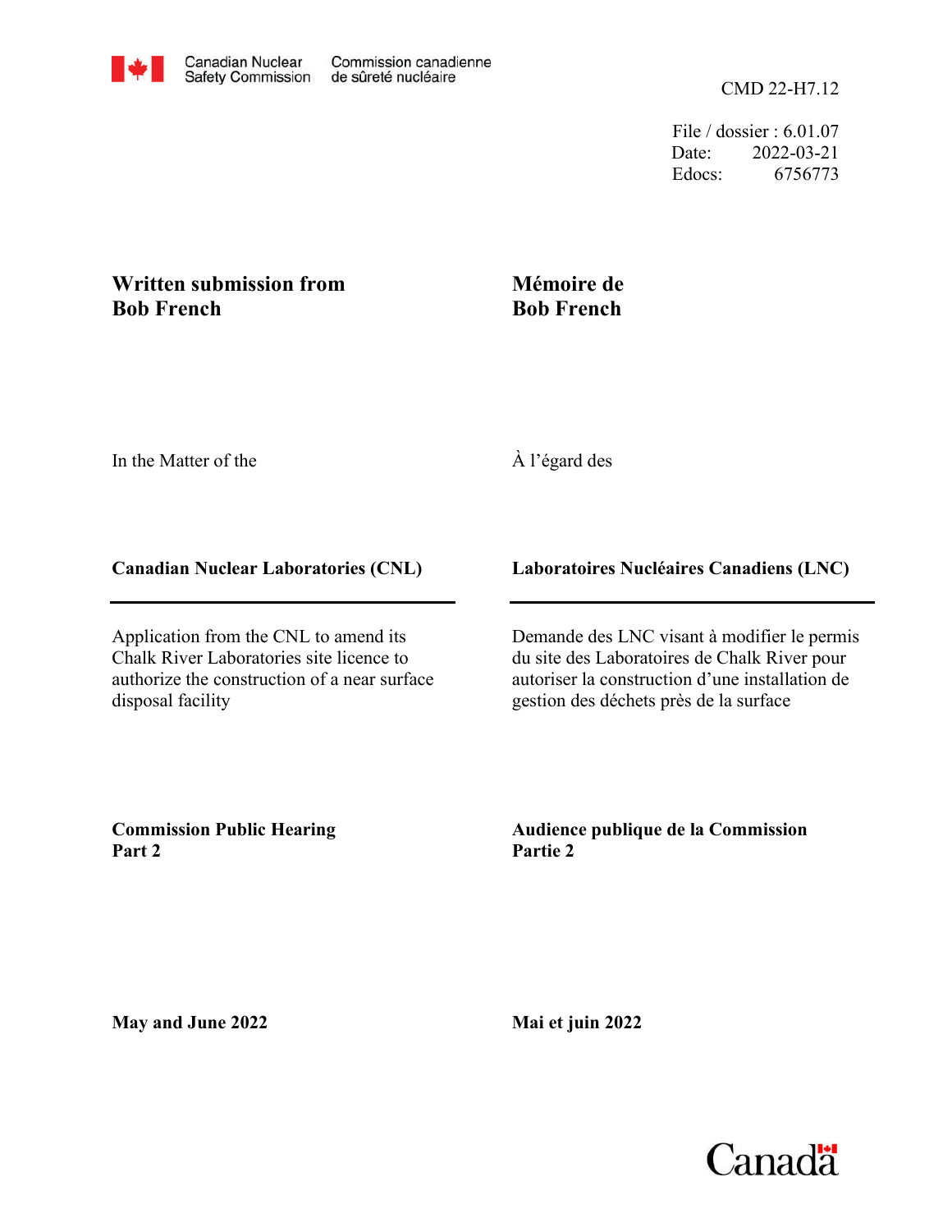Canadian Nuclear Safety Commission | Commission canadienne de sûreté nucléaire

CMD 22-H7.12

File / dossier : 6.01.07
Date: 2022-03-21
Edocs: 6756773

**Written submission from Bob French**

**Mémoire de Bob French**

In the Matter of the

À l'égard des

**Canadian Nuclear Laboratories (CNL)**

**Laboratoires Nucléaires Canadiens (LNC)**

Application from the CNL to amend its Chalk River Laboratories site licence to authorize the construction of a near surface disposal facility

Demande des LNC visant à modifier le permis du site des Laboratoires de Chalk River pour autoriser la construction d'une installation de gestion des déchets près de la surface

**Commission Public Hearing Part 2**

**Audience publique de la Commission Partie 2**

**May and June 2022**

**Mai et juin 2022**

Canada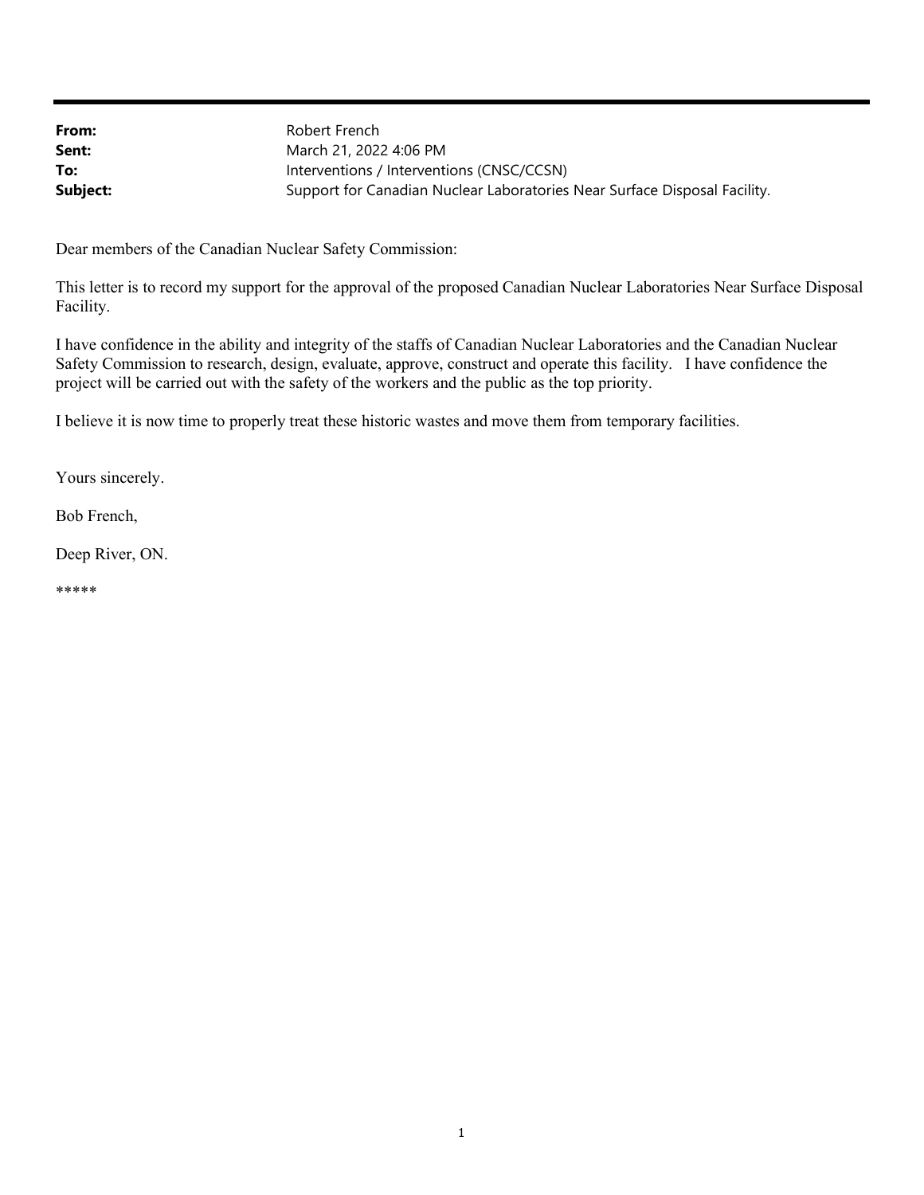| | |
|---|---|
| **From:** | Robert French |
| **Sent:** | March 21, 2022 4:06 PM |
| **To:** | Interventions / Interventions (CNSC/CCSN) |
| **Subject:** | Support for Canadian Nuclear Laboratories Near Surface Disposal Facility. |

Dear members of the Canadian Nuclear Safety Commission:

This letter is to record my support for the approval of the proposed Canadian Nuclear Laboratories Near Surface Disposal Facility.

I have confidence in the ability and integrity of the staffs of Canadian Nuclear Laboratories and the Canadian Nuclear Safety Commission to research, design, evaluate, approve, construct and operate this facility. I have confidence the project will be carried out with the safety of the workers and the public as the top priority.

I believe it is now time to properly treat these historic wastes and move them from temporary facilities.

Yours sincerely.

Bob French,

Deep River, ON.

*****